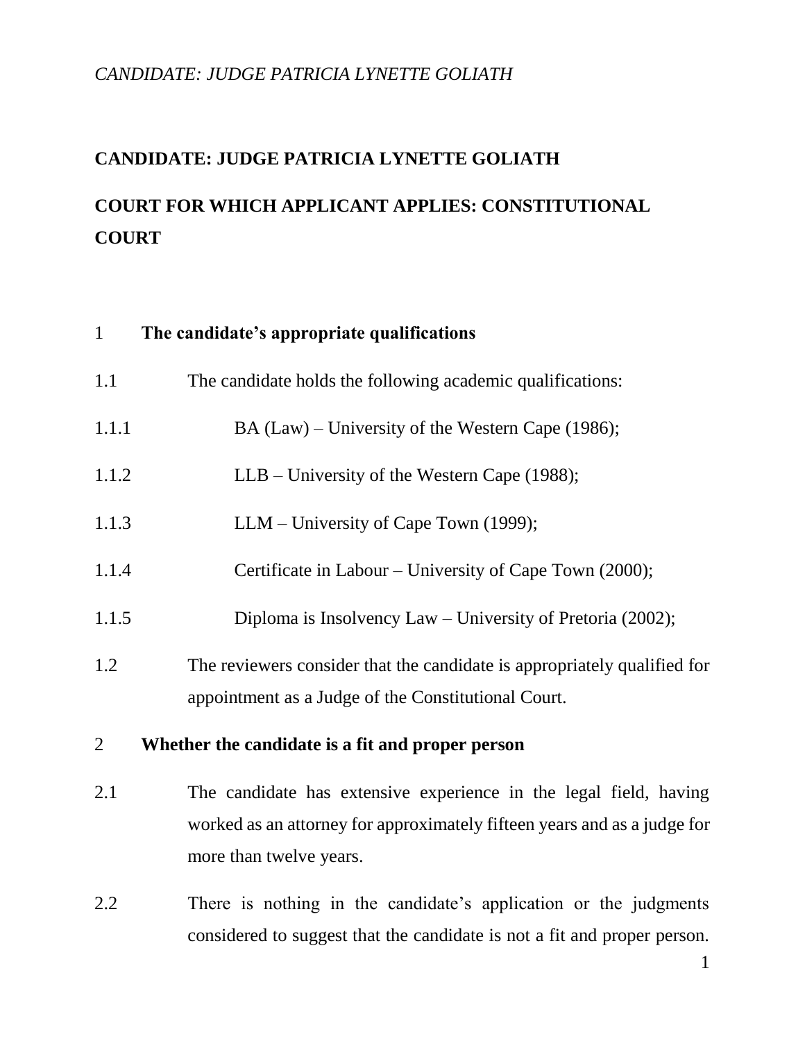*CANDIDATE: JUDGE PATRICIA LYNETTE GOLIATH*

**CANDIDATE: JUDGE PATRICIA LYNETTE GOLIATH**

**COURT FOR WHICH APPLICANT APPLIES: CONSTITUTIONAL COURT**

## 1 The candidate's appropriate qualifications

1.1 The candidate holds the following academic qualifications:

1.1.1 BA (Law) – University of the Western Cape (1986);

1.1.2 LLB – University of the Western Cape (1988);

1.1.3 LLM – University of Cape Town (1999);

1.1.4 Certificate in Labour – University of Cape Town (2000);

1.1.5 Diploma is Insolvency Law – University of Pretoria (2002);

1.2 The reviewers consider that the candidate is appropriately qualified for appointment as a Judge of the Constitutional Court.

## 2 Whether the candidate is a fit and proper person

2.1 The candidate has extensive experience in the legal field, having worked as an attorney for approximately fifteen years and as a judge for more than twelve years.

2.2 There is nothing in the candidate's application or the judgments considered to suggest that the candidate is not a fit and proper person.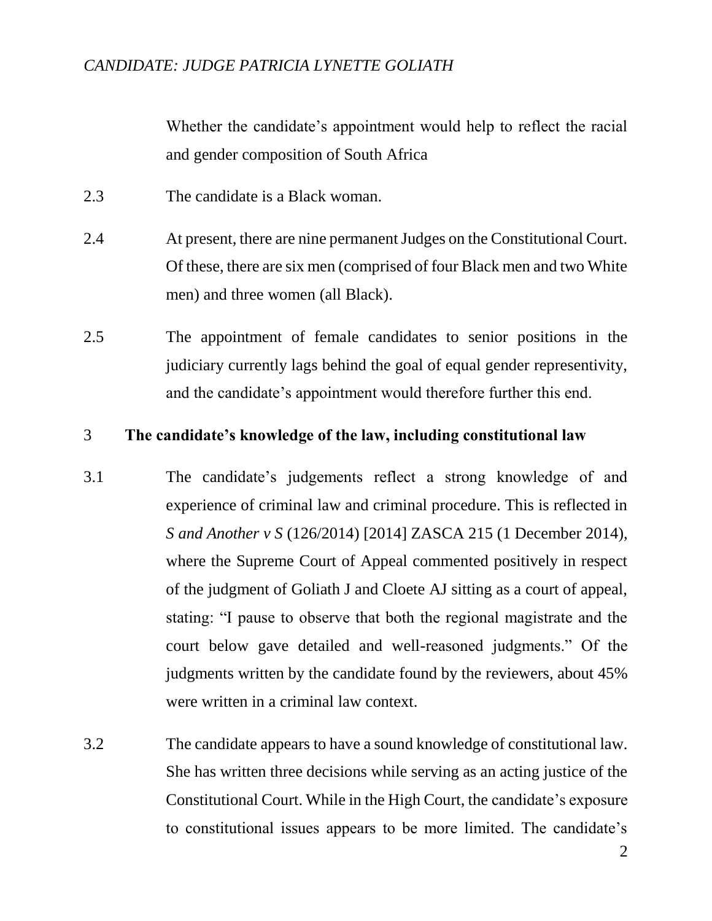Whether the candidate's appointment would help to reflect the racial and gender composition of South Africa

2.3 The candidate is a Black woman.

2.4 At present, there are nine permanent Judges on the Constitutional Court. Of these, there are six men (comprised of four Black men and two White men) and three women (all Black).

2.5 The appointment of female candidates to senior positions in the judiciary currently lags behind the goal of equal gender representivity, and the candidate's appointment would therefore further this end.

## 3 The candidate's knowledge of the law, including constitutional law

3.1 The candidate's judgements reflect a strong knowledge of and experience of criminal law and criminal procedure. This is reflected in *S and Another v S* (126/2014) [2014] ZASCA 215 (1 December 2014), where the Supreme Court of Appeal commented positively in respect of the judgment of Goliath J and Cloete AJ sitting as a court of appeal, stating: "I pause to observe that both the regional magistrate and the court below gave detailed and well-reasoned judgments." Of the judgments written by the candidate found by the reviewers, about 45% were written in a criminal law context.

3.2 The candidate appears to have a sound knowledge of constitutional law. She has written three decisions while serving as an acting justice of the Constitutional Court. While in the High Court, the candidate's exposure to constitutional issues appears to be more limited. The candidate's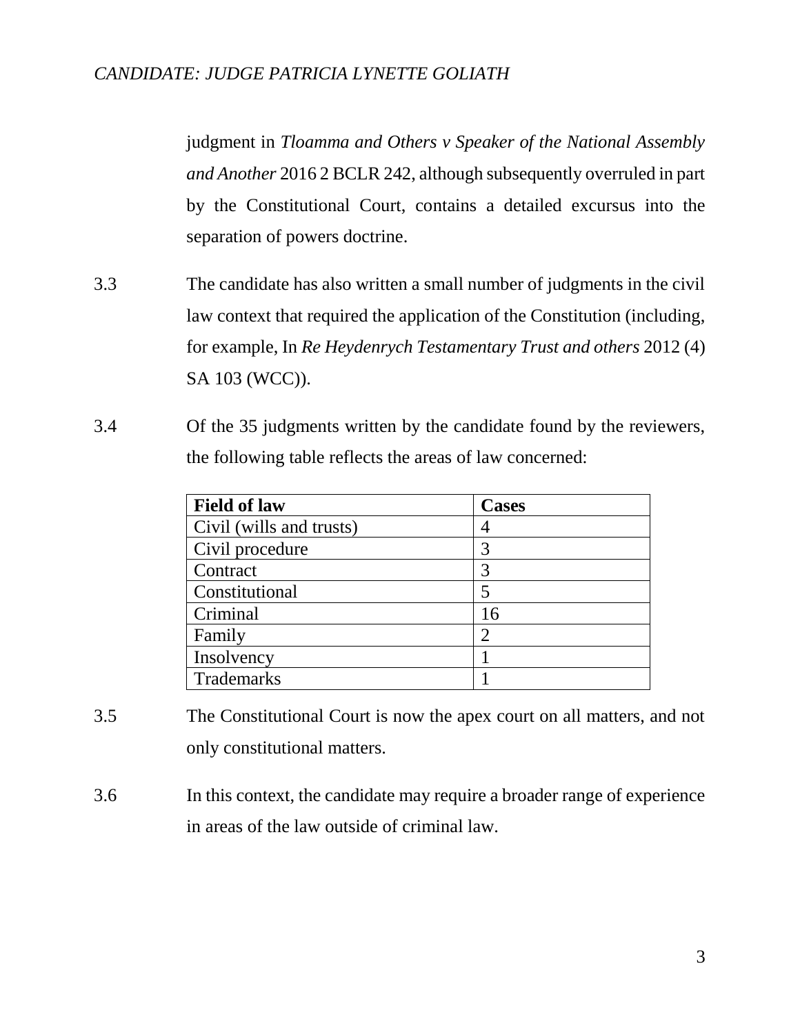judgment in *Tloamma and Others v Speaker of the National Assembly and Another* 2016 2 BCLR 242, although subsequently overruled in part by the Constitutional Court, contains a detailed excursus into the separation of powers doctrine.

3.3 The candidate has also written a small number of judgments in the civil law context that required the application of the Constitution (including, for example, In *Re Heydenrych Testamentary Trust and others* 2012 (4) SA 103 (WCC)).

3.4 Of the 35 judgments written by the candidate found by the reviewers, the following table reflects the areas of law concerned:

| **Field of law** | **Cases** |
| --- | --- |
| Civil (wills and trusts) | 4 |
| Civil procedure | 3 |
| Contract | 3 |
| Constitutional | 5 |
| Criminal | 16 |
| Family | 2 |
| Insolvency | 1 |
| Trademarks | 1 |

3.5 The Constitutional Court is now the apex court on all matters, and not only constitutional matters.

3.6 In this context, the candidate may require a broader range of experience in areas of the law outside of criminal law.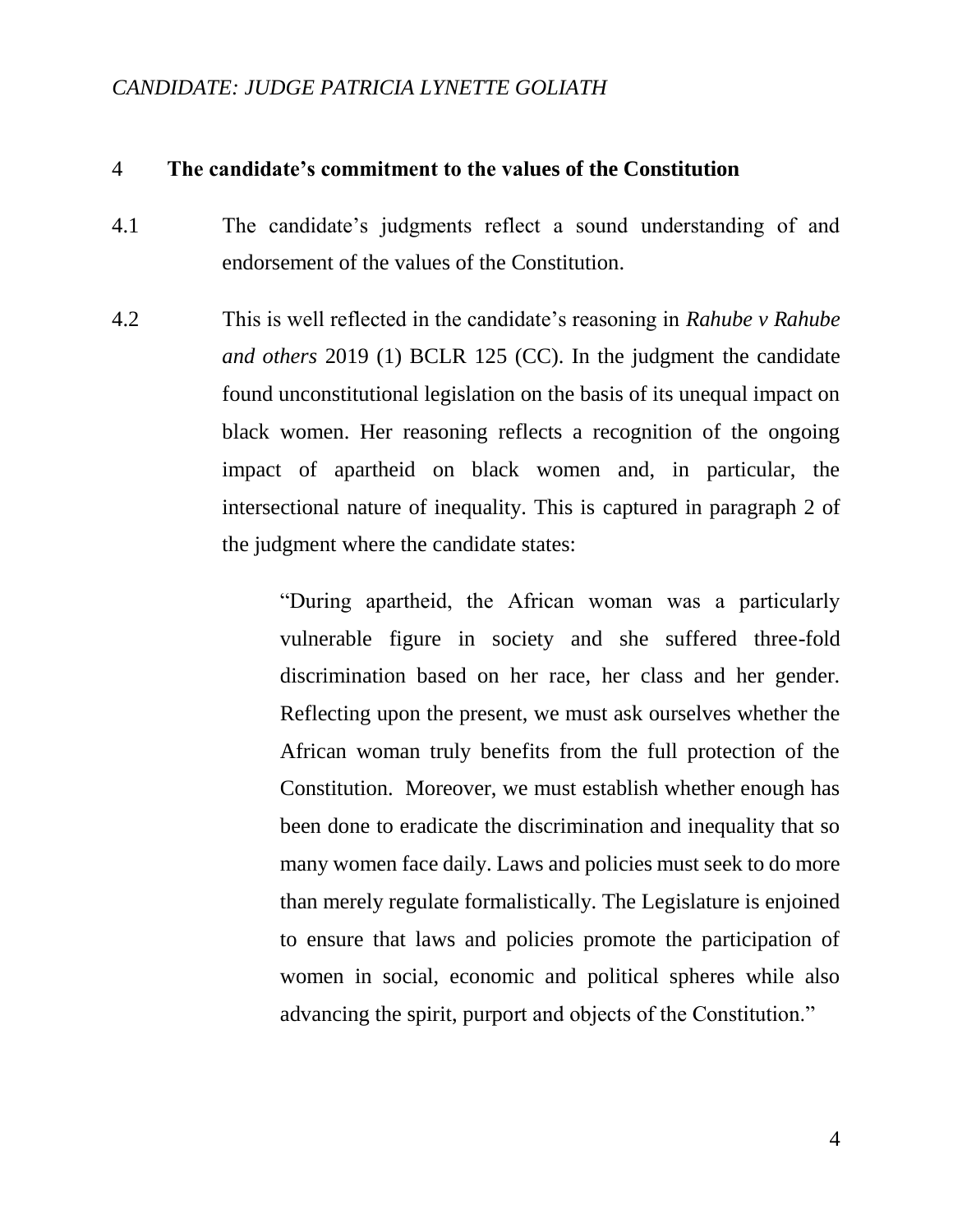## 4 The candidate's commitment to the values of the Constitution

4.1 The candidate's judgments reflect a sound understanding of and endorsement of the values of the Constitution.

4.2 This is well reflected in the candidate's reasoning in *Rahube v Rahube and others* 2019 (1) BCLR 125 (CC). In the judgment the candidate found unconstitutional legislation on the basis of its unequal impact on black women. Her reasoning reflects a recognition of the ongoing impact of apartheid on black women and, in particular, the intersectional nature of inequality. This is captured in paragraph 2 of the judgment where the candidate states:

> "During apartheid, the African woman was a particularly vulnerable figure in society and she suffered three-fold discrimination based on her race, her class and her gender. Reflecting upon the present, we must ask ourselves whether the African woman truly benefits from the full protection of the Constitution. Moreover, we must establish whether enough has been done to eradicate the discrimination and inequality that so many women face daily. Laws and policies must seek to do more than merely regulate formalistically. The Legislature is enjoined to ensure that laws and policies promote the participation of women in social, economic and political spheres while also advancing the spirit, purport and objects of the Constitution."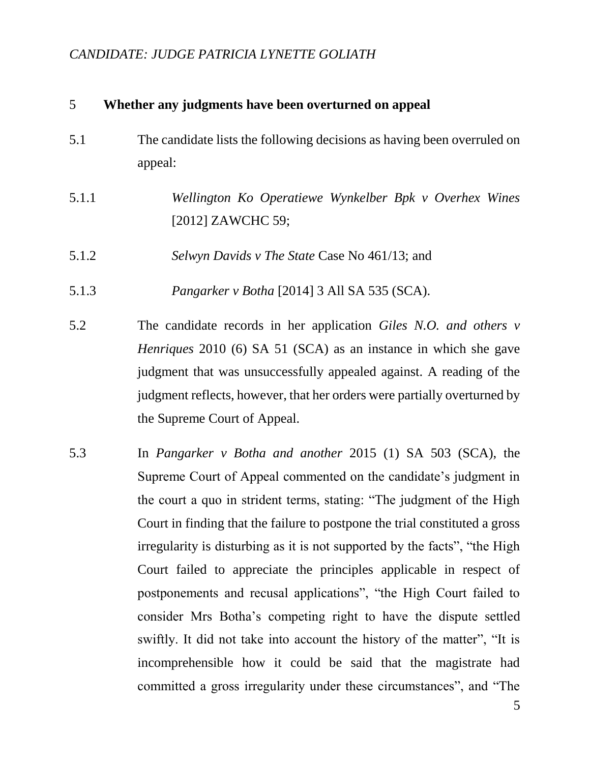*CANDIDATE: JUDGE PATRICIA LYNETTE GOLIATH*

## 5 Whether any judgments have been overturned on appeal

5.1 The candidate lists the following decisions as having been overruled on appeal:

5.1.1 *Wellington Ko Operatiewe Wynkelber Bpk v Overhex Wines* [2012] ZAWCHC 59;

5.1.2 *Selwyn Davids v The State* Case No 461/13; and

5.1.3 *Pangarker v Botha* [2014] 3 All SA 535 (SCA).

5.2 The candidate records in her application *Giles N.O. and others v Henriques* 2010 (6) SA 51 (SCA) as an instance in which she gave judgment that was unsuccessfully appealed against. A reading of the judgment reflects, however, that her orders were partially overturned by the Supreme Court of Appeal.

5.3 In *Pangarker v Botha and another* 2015 (1) SA 503 (SCA), the Supreme Court of Appeal commented on the candidate's judgment in the court a quo in strident terms, stating: "The judgment of the High Court in finding that the failure to postpone the trial constituted a gross irregularity is disturbing as it is not supported by the facts", "the High Court failed to appreciate the principles applicable in respect of postponements and recusal applications", "the High Court failed to consider Mrs Botha's competing right to have the dispute settled swiftly. It did not take into account the history of the matter", "It is incomprehensible how it could be said that the magistrate had committed a gross irregularity under these circumstances", and "The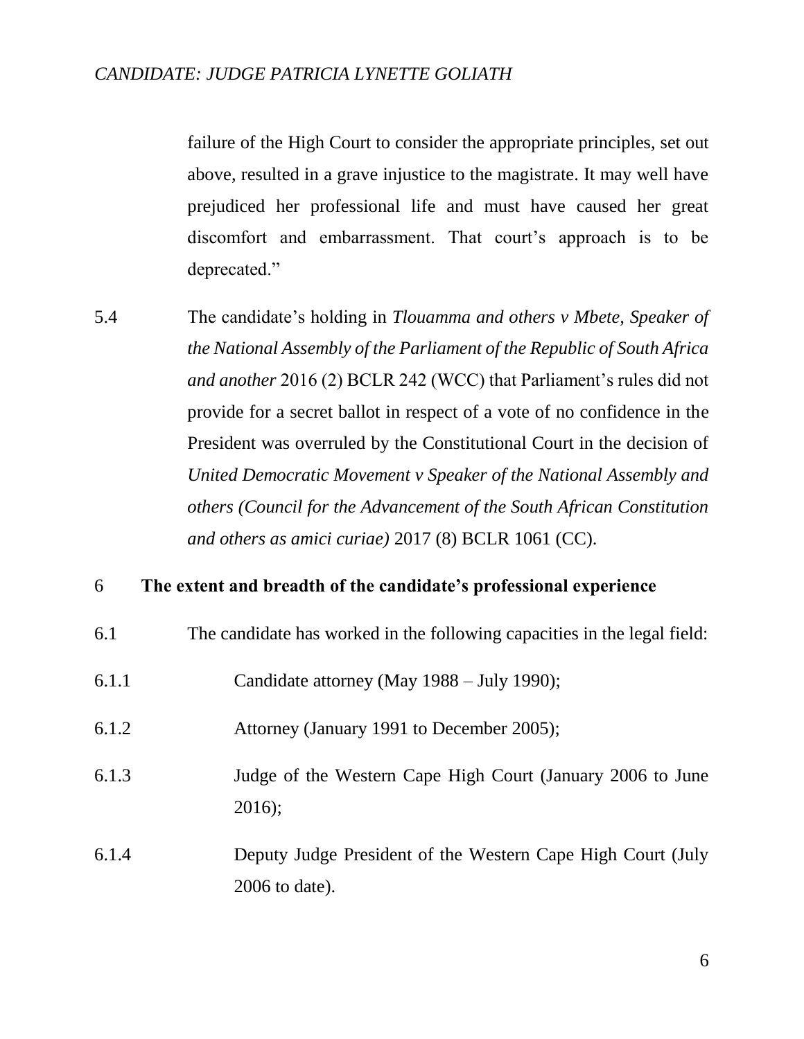failure of the High Court to consider the appropriate principles, set out above, resulted in a grave injustice to the magistrate. It may well have prejudiced her professional life and must have caused her great discomfort and embarrassment. That court's approach is to be deprecated."

5.4 The candidate's holding in *Tlouamma and others v Mbete, Speaker of the National Assembly of the Parliament of the Republic of South Africa and another* 2016 (2) BCLR 242 (WCC) that Parliament's rules did not provide for a secret ballot in respect of a vote of no confidence in the President was overruled by the Constitutional Court in the decision of *United Democratic Movement v Speaker of the National Assembly and others (Council for the Advancement of the South African Constitution and others as amici curiae)* 2017 (8) BCLR 1061 (CC).

## 6 The extent and breadth of the candidate's professional experience

6.1 The candidate has worked in the following capacities in the legal field:

6.1.1 Candidate attorney (May 1988 – July 1990);

6.1.2 Attorney (January 1991 to December 2005);

6.1.3 Judge of the Western Cape High Court (January 2006 to June 2016);

6.1.4 Deputy Judge President of the Western Cape High Court (July 2006 to date).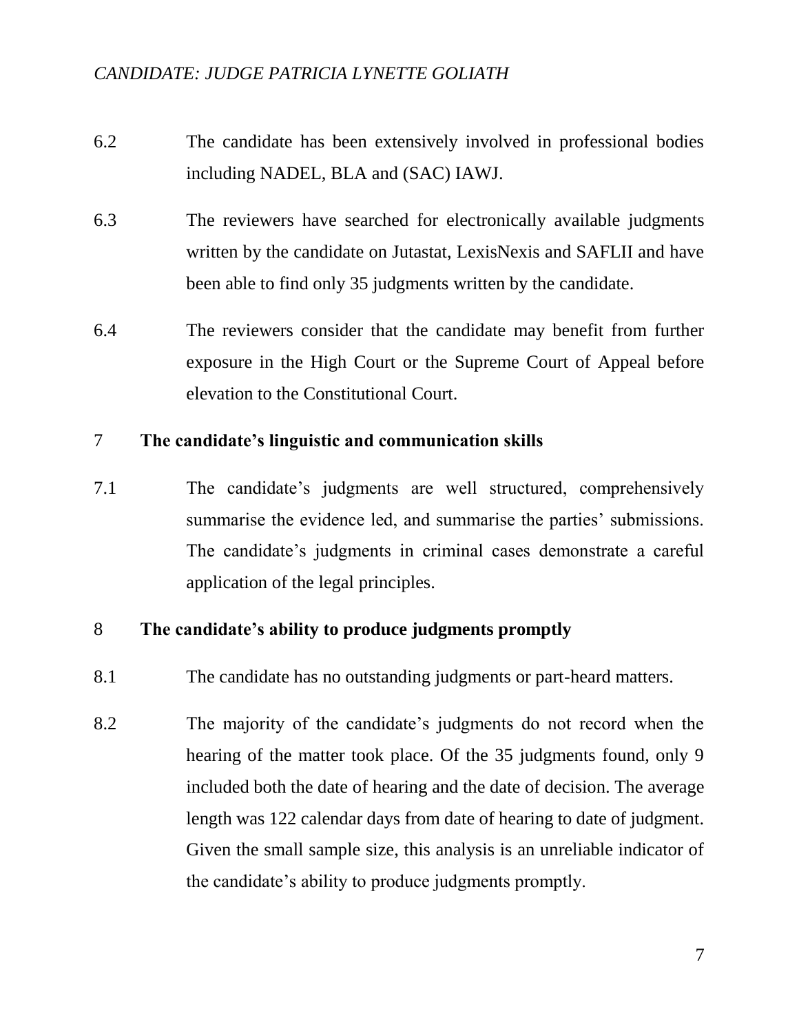6.2 The candidate has been extensively involved in professional bodies including NADEL, BLA and (SAC) IAWJ.

6.3 The reviewers have searched for electronically available judgments written by the candidate on Jutastat, LexisNexis and SAFLII and have been able to find only 35 judgments written by the candidate.

6.4 The reviewers consider that the candidate may benefit from further exposure in the High Court or the Supreme Court of Appeal before elevation to the Constitutional Court.

## 7 The candidate's linguistic and communication skills

7.1 The candidate's judgments are well structured, comprehensively summarise the evidence led, and summarise the parties' submissions. The candidate's judgments in criminal cases demonstrate a careful application of the legal principles.

## 8 The candidate's ability to produce judgments promptly

8.1 The candidate has no outstanding judgments or part-heard matters.

8.2 The majority of the candidate's judgments do not record when the hearing of the matter took place. Of the 35 judgments found, only 9 included both the date of hearing and the date of decision. The average length was 122 calendar days from date of hearing to date of judgment. Given the small sample size, this analysis is an unreliable indicator of the candidate's ability to produce judgments promptly.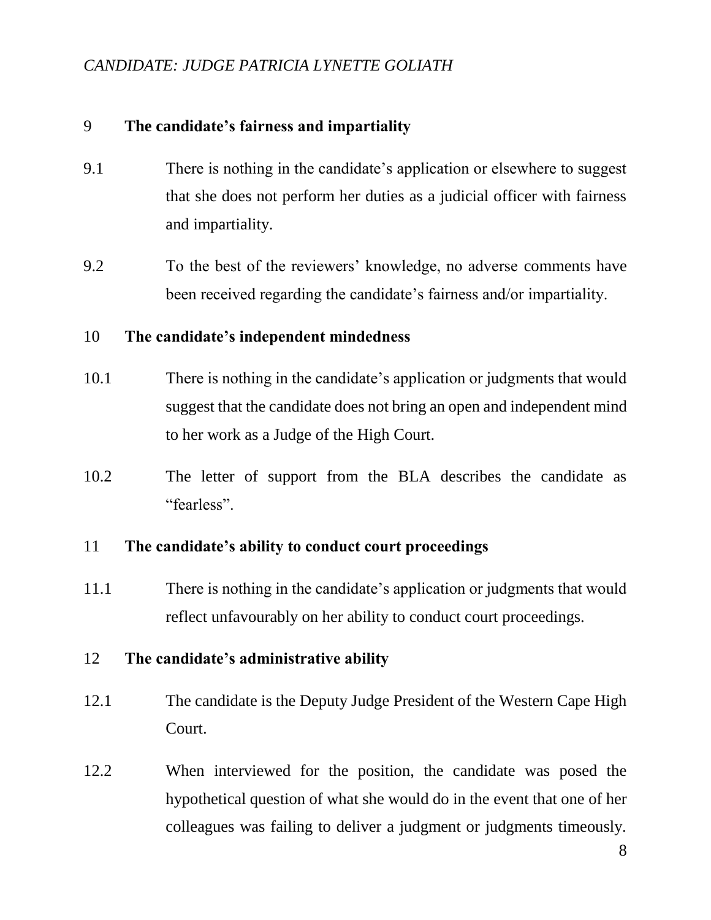## 9 The candidate's fairness and impartiality

9.1 There is nothing in the candidate's application or elsewhere to suggest that she does not perform her duties as a judicial officer with fairness and impartiality.

9.2 To the best of the reviewers' knowledge, no adverse comments have been received regarding the candidate's fairness and/or impartiality.

## 10 The candidate's independent mindedness

10.1 There is nothing in the candidate's application or judgments that would suggest that the candidate does not bring an open and independent mind to her work as a Judge of the High Court.

10.2 The letter of support from the BLA describes the candidate as "fearless".

## 11 The candidate's ability to conduct court proceedings

11.1 There is nothing in the candidate's application or judgments that would reflect unfavourably on her ability to conduct court proceedings.

## 12 The candidate's administrative ability

12.1 The candidate is the Deputy Judge President of the Western Cape High Court.

12.2 When interviewed for the position, the candidate was posed the hypothetical question of what she would do in the event that one of her colleagues was failing to deliver a judgment or judgments timeously.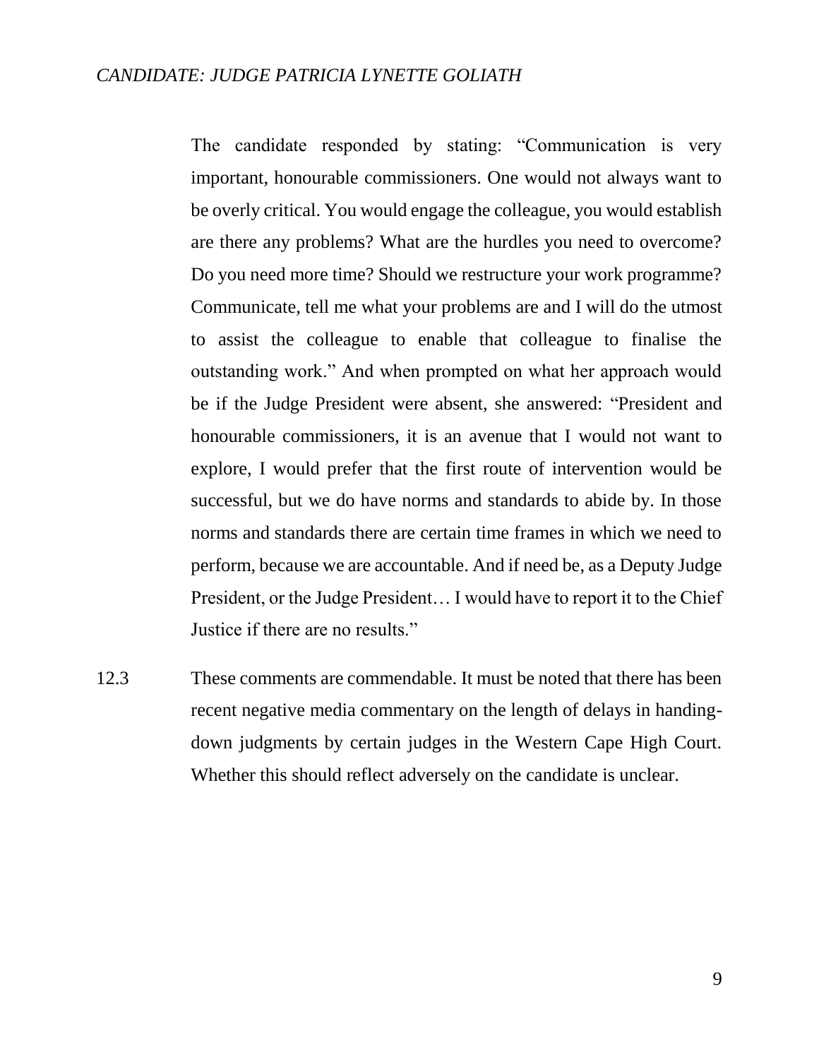The candidate responded by stating: "Communication is very important, honourable commissioners. One would not always want to be overly critical. You would engage the colleague, you would establish are there any problems? What are the hurdles you need to overcome? Do you need more time? Should we restructure your work programme? Communicate, tell me what your problems are and I will do the utmost to assist the colleague to enable that colleague to finalise the outstanding work." And when prompted on what her approach would be if the Judge President were absent, she answered: "President and honourable commissioners, it is an avenue that I would not want to explore, I would prefer that the first route of intervention would be successful, but we do have norms and standards to abide by. In those norms and standards there are certain time frames in which we need to perform, because we are accountable. And if need be, as a Deputy Judge President, or the Judge President… I would have to report it to the Chief Justice if there are no results."

12.3 These comments are commendable. It must be noted that there has been recent negative media commentary on the length of delays in handing-down judgments by certain judges in the Western Cape High Court. Whether this should reflect adversely on the candidate is unclear.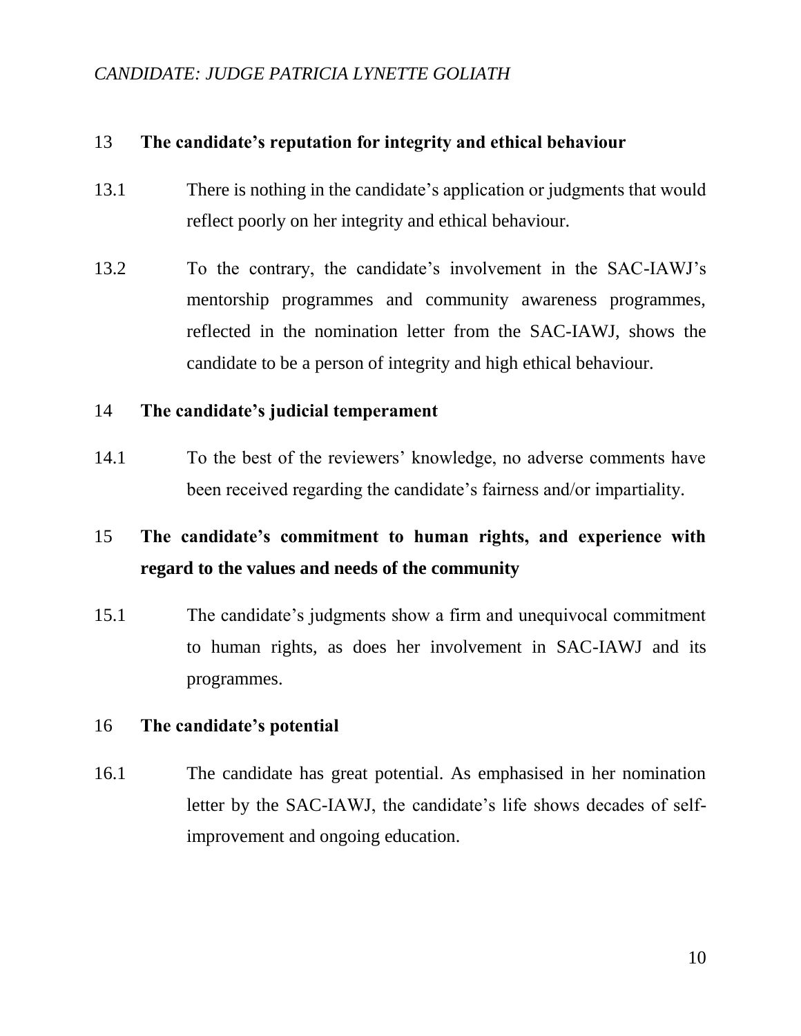## 13 The candidate's reputation for integrity and ethical behaviour

13.1 There is nothing in the candidate's application or judgments that would reflect poorly on her integrity and ethical behaviour.

13.2 To the contrary, the candidate's involvement in the SAC-IAWJ's mentorship programmes and community awareness programmes, reflected in the nomination letter from the SAC-IAWJ, shows the candidate to be a person of integrity and high ethical behaviour.

## 14 The candidate's judicial temperament

14.1 To the best of the reviewers' knowledge, no adverse comments have been received regarding the candidate's fairness and/or impartiality.

## 15 The candidate's commitment to human rights, and experience with regard to the values and needs of the community

15.1 The candidate's judgments show a firm and unequivocal commitment to human rights, as does her involvement in SAC-IAWJ and its programmes.

## 16 The candidate's potential

16.1 The candidate has great potential. As emphasised in her nomination letter by the SAC-IAWJ, the candidate's life shows decades of self-improvement and ongoing education.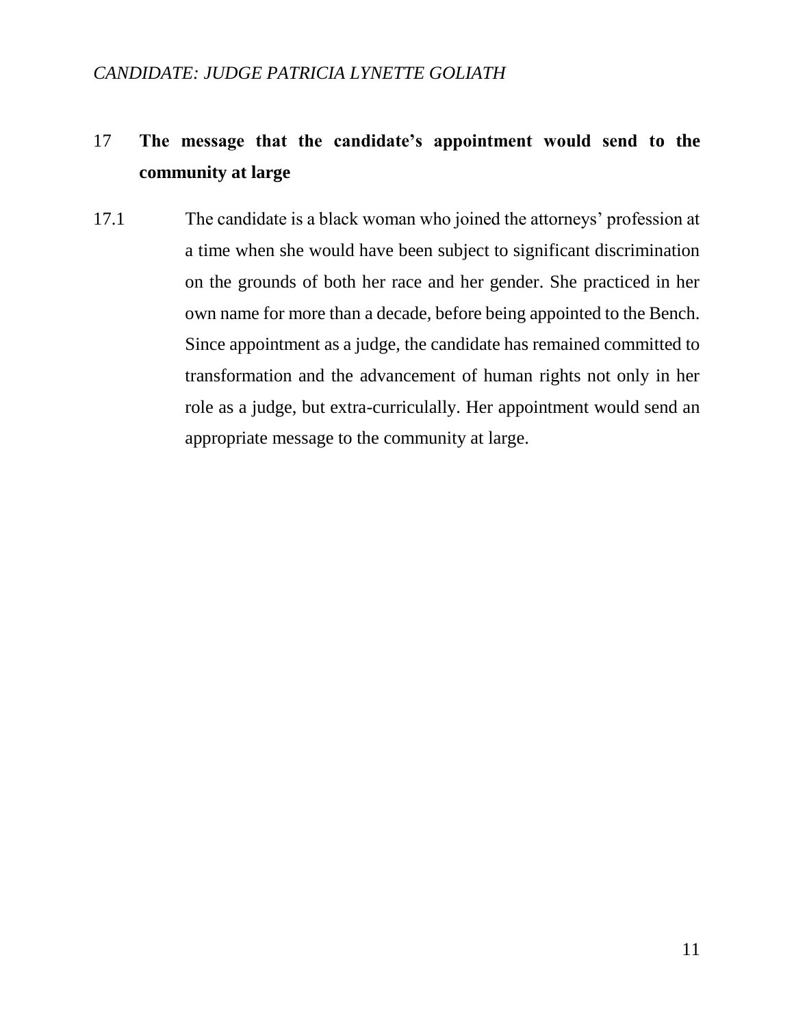*CANDIDATE: JUDGE PATRICIA LYNETTE GOLIATH*

## 17 The message that the candidate's appointment would send to the community at large

17.1 The candidate is a black woman who joined the attorneys' profession at a time when she would have been subject to significant discrimination on the grounds of both her race and her gender. She practiced in her own name for more than a decade, before being appointed to the Bench. Since appointment as a judge, the candidate has remained committed to transformation and the advancement of human rights not only in her role as a judge, but extra-curricularly. Her appointment would send an appropriate message to the community at large.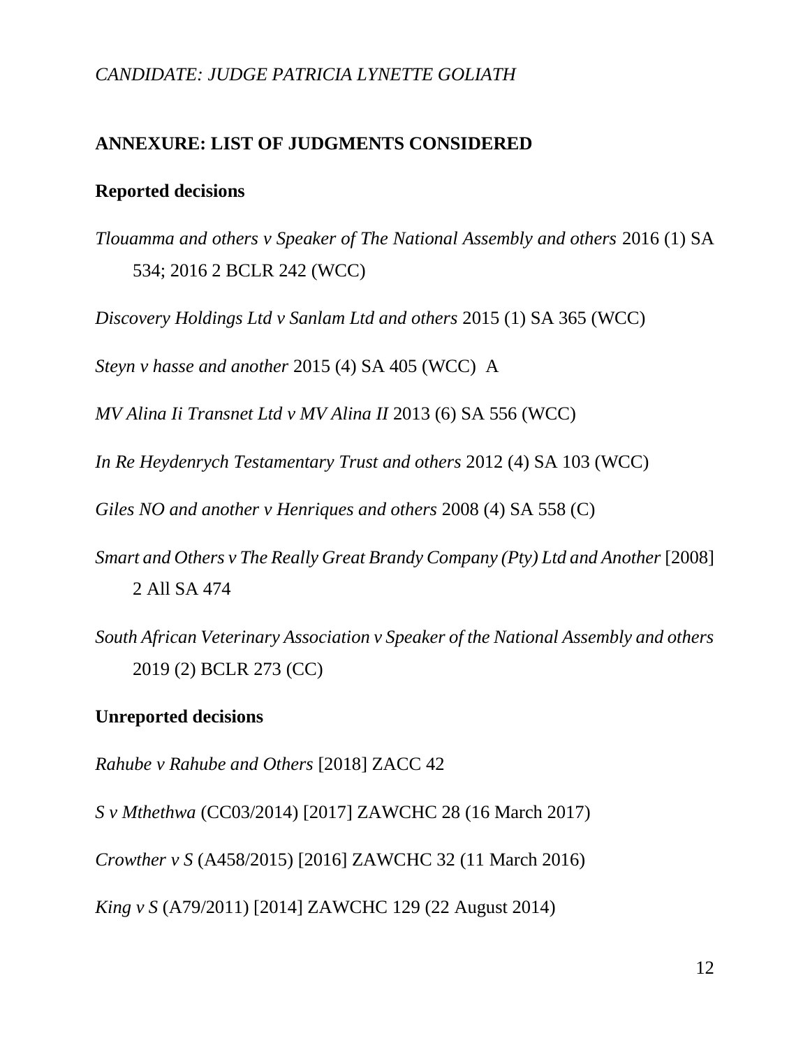*CANDIDATE: JUDGE PATRICIA LYNETTE GOLIATH*

**ANNEXURE: LIST OF JUDGMENTS CONSIDERED**

**Reported decisions**

*Tlouamma and others v Speaker of The National Assembly and others* 2016 (1) SA 534; 2016 2 BCLR 242 (WCC)

*Discovery Holdings Ltd v Sanlam Ltd and others* 2015 (1) SA 365 (WCC)

*Steyn v hasse and another* 2015 (4) SA 405 (WCC) A

*MV Alina Ii Transnet Ltd v MV Alina II* 2013 (6) SA 556 (WCC)

*In Re Heydenrych Testamentary Trust and others* 2012 (4) SA 103 (WCC)

*Giles NO and another v Henriques and others* 2008 (4) SA 558 (C)

*Smart and Others v The Really Great Brandy Company (Pty) Ltd and Another* [2008] 2 All SA 474

*South African Veterinary Association v Speaker of the National Assembly and others* 2019 (2) BCLR 273 (CC)

**Unreported decisions**

*Rahube v Rahube and Others* [2018] ZACC 42

*S v Mthethwa* (CC03/2014) [2017] ZAWCHC 28 (16 March 2017)

*Crowther v S* (A458/2015) [2016] ZAWCHC 32 (11 March 2016)

*King v S* (A79/2011) [2014] ZAWCHC 129 (22 August 2014)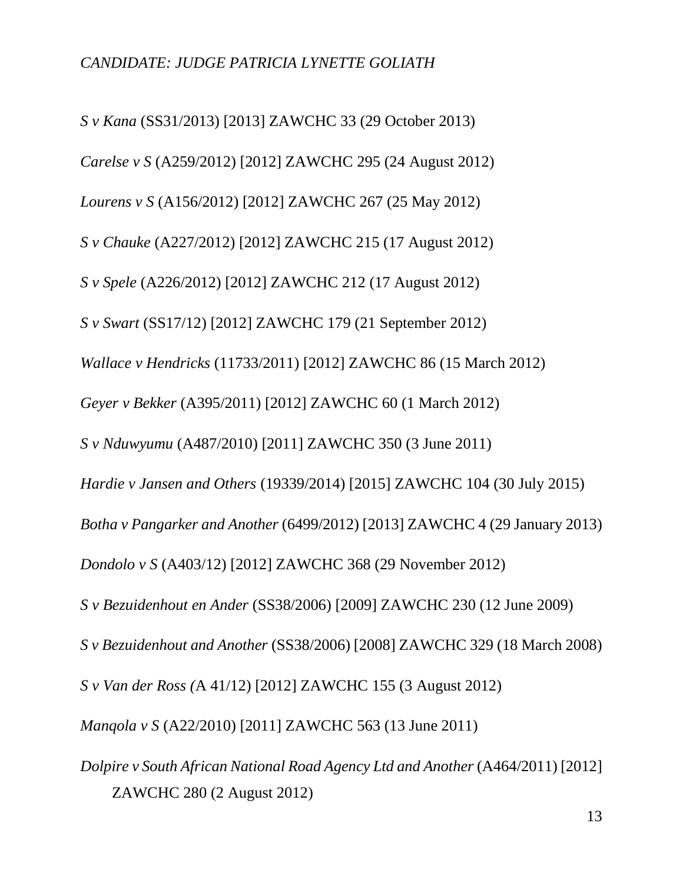*CANDIDATE: JUDGE PATRICIA LYNETTE GOLIATH*

*S v Kana* (SS31/2013) [2013] ZAWCHC 33 (29 October 2013)

*Carelse v S* (A259/2012) [2012] ZAWCHC 295 (24 August 2012)

*Lourens v S* (A156/2012) [2012] ZAWCHC 267 (25 May 2012)

*S v Chauke* (A227/2012) [2012] ZAWCHC 215 (17 August 2012)

*S v Spele* (A226/2012) [2012] ZAWCHC 212 (17 August 2012)

*S v Swart* (SS17/12) [2012] ZAWCHC 179 (21 September 2012)

*Wallace v Hendricks* (11733/2011) [2012] ZAWCHC 86 (15 March 2012)

*Geyer v Bekker* (A395/2011) [2012] ZAWCHC 60 (1 March 2012)

*S v Nduwyumu* (A487/2010) [2011] ZAWCHC 350 (3 June 2011)

*Hardie v Jansen and Others* (19339/2014) [2015] ZAWCHC 104 (30 July 2015)

*Botha v Pangarker and Another* (6499/2012) [2013] ZAWCHC 4 (29 January 2013)

*Dondolo v S* (A403/12) [2012] ZAWCHC 368 (29 November 2012)

*S v Bezuidenhout en Ander* (SS38/2006) [2009] ZAWCHC 230 (12 June 2009)

*S v Bezuidenhout and Another* (SS38/2006) [2008] ZAWCHC 329 (18 March 2008)

*S v Van der Ross (*A 41/12) [2012] ZAWCHC 155 (3 August 2012)

*Manqola v S* (A22/2010) [2011] ZAWCHC 563 (13 June 2011)

*Dolpire v South African National Road Agency Ltd and Another* (A464/2011) [2012] ZAWCHC 280 (2 August 2012)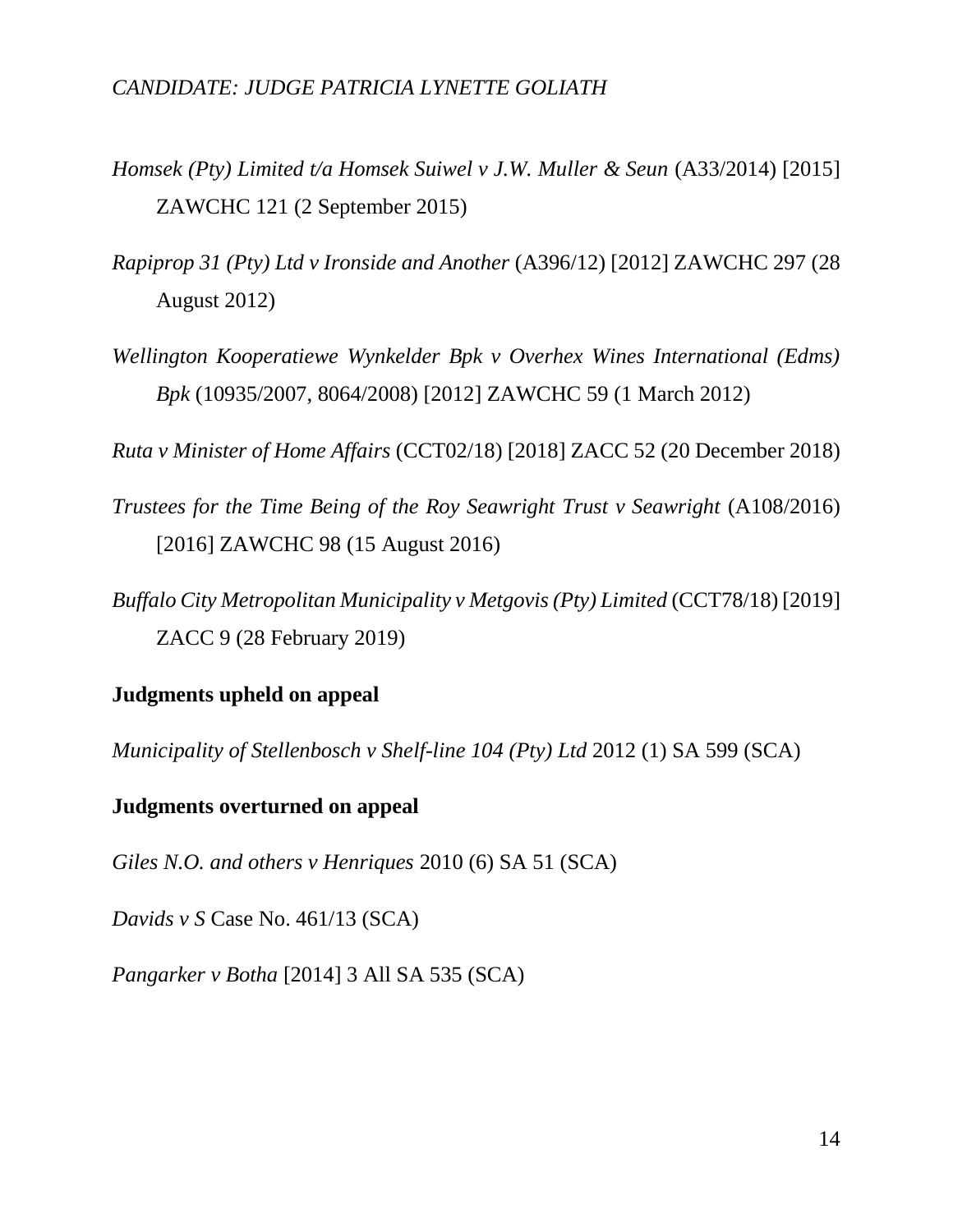*Homsek (Pty) Limited t/a Homsek Suiwel v J.W. Muller & Seun* (A33/2014) [2015] ZAWCHC 121 (2 September 2015)

*Rapiprop 31 (Pty) Ltd v Ironside and Another* (A396/12) [2012] ZAWCHC 297 (28 August 2012)

*Wellington Kooperatiewe Wynkelder Bpk v Overhex Wines International (Edms) Bpk* (10935/2007, 8064/2008) [2012] ZAWCHC 59 (1 March 2012)

*Ruta v Minister of Home Affairs* (CCT02/18) [2018] ZACC 52 (20 December 2018)

*Trustees for the Time Being of the Roy Seawright Trust v Seawright* (A108/2016) [2016] ZAWCHC 98 (15 August 2016)

*Buffalo City Metropolitan Municipality v Metgovis (Pty) Limited* (CCT78/18) [2019] ZACC 9 (28 February 2019)

**Judgments upheld on appeal**

*Municipality of Stellenbosch v Shelf-line 104 (Pty) Ltd* 2012 (1) SA 599 (SCA)

**Judgments overturned on appeal**

*Giles N.O. and others v Henriques* 2010 (6) SA 51 (SCA)

*Davids v S* Case No. 461/13 (SCA)

*Pangarker v Botha* [2014] 3 All SA 535 (SCA)